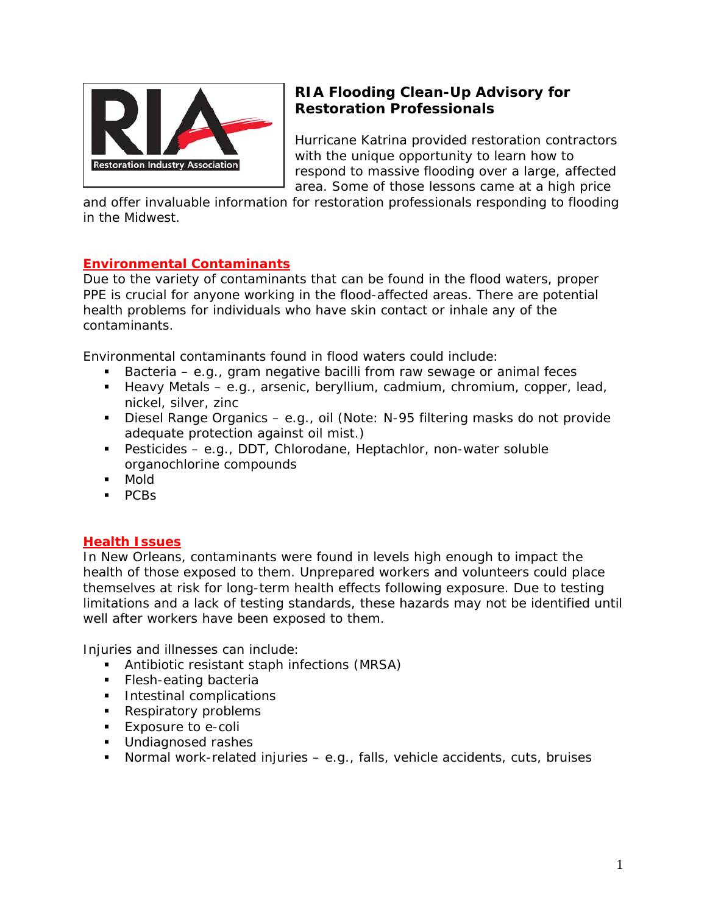# RIA Flooding Clean-Up Advisory for Restoration Professionals

Hurricane Katrina provided restoration contractors with the unique opportunity to learn how to respond to massive flooding over a large, affected area. Some of those lessons came at a high price and offer invaluable information for restoration professionals responding to flooding in the Midwest.

## Environmental Contaminants

Due to the variety of contaminants that can be found in the flood waters, proper PPE is crucial for anyone working in the flood-affected areas. There are potential health problems for individuals who have skin contact or inhale any of the contaminants.

Environmental contaminants found in flood waters could include:

- Bacteria – e.g., gram negative bacilli from raw sewage or animal feces
- Heavy Metals – e.g., arsenic, beryllium, cadmium, chromium, copper, lead, nickel, silver, zinc
- Diesel Range Organics – e.g., oil (Note: N-95 filtering masks do not provide adequate protection against oil mist.)
- Pesticides – e.g., DDT, Chlorodane, Heptachlor, non-water soluble organochlorine compounds
- Mold
- PCBs

## Health Issues

In New Orleans, contaminants were found in levels high enough to impact the health of those exposed to them. Unprepared workers and volunteers could place themselves at risk for long-term health effects following exposure. Due to testing limitations and a lack of testing standards, these hazards may not be identified until well after workers have been exposed to them.

Injuries and illnesses can include:

- Antibiotic resistant staph infections (MRSA)
- Flesh-eating bacteria
- Intestinal complications
- Respiratory problems
- Exposure to e-coli
- Undiagnosed rashes
- Normal work-related injuries – e.g., falls, vehicle accidents, cuts, bruises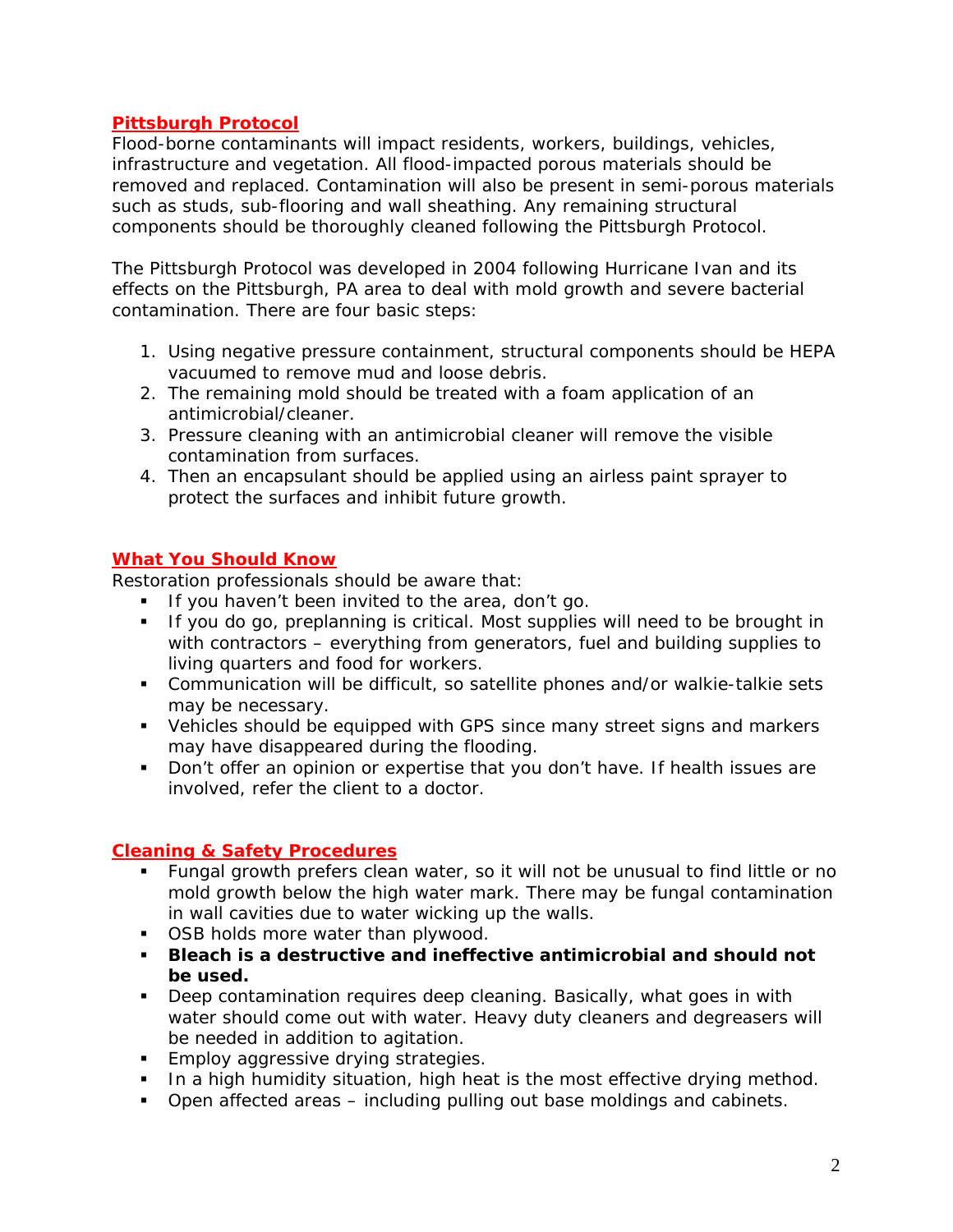## Pittsburgh Protocol

Flood-borne contaminants will impact residents, workers, buildings, vehicles, infrastructure and vegetation. All flood-impacted porous materials should be removed and replaced. Contamination will also be present in semi-porous materials such as studs, sub-flooring and wall sheathing. Any remaining structural components should be thoroughly cleaned following the Pittsburgh Protocol.

The Pittsburgh Protocol was developed in 2004 following Hurricane Ivan and its effects on the Pittsburgh, PA area to deal with mold growth and severe bacterial contamination. There are four basic steps:

1. Using negative pressure containment, structural components should be HEPA vacuumed to remove mud and loose debris.
2. The remaining mold should be treated with a foam application of an antimicrobial/cleaner.
3. Pressure cleaning with an antimicrobial cleaner will remove the visible contamination from surfaces.
4. Then an encapsulant should be applied using an airless paint sprayer to protect the surfaces and inhibit future growth.

## What You Should Know

Restoration professionals should be aware that:

- If you haven't been invited to the area, don't go.
- If you do go, preplanning is critical. Most supplies will need to be brought in with contractors – everything from generators, fuel and building supplies to living quarters and food for workers.
- Communication will be difficult, so satellite phones and/or walkie-talkie sets may be necessary.
- Vehicles should be equipped with GPS since many street signs and markers may have disappeared during the flooding.
- Don't offer an opinion or expertise that you don't have. If health issues are involved, refer the client to a doctor.

## Cleaning & Safety Procedures

- Fungal growth prefers clean water, so it will not be unusual to find little or no mold growth below the high water mark. There may be fungal contamination in wall cavities due to water wicking up the walls.
- OSB holds more water than plywood.
- **Bleach is a destructive and ineffective antimicrobial and should not be used.**
- Deep contamination requires deep cleaning. Basically, what goes in with water should come out with water. Heavy duty cleaners and degreasers will be needed in addition to agitation.
- Employ aggressive drying strategies.
- In a high humidity situation, high heat is the most effective drying method.
- Open affected areas – including pulling out base moldings and cabinets.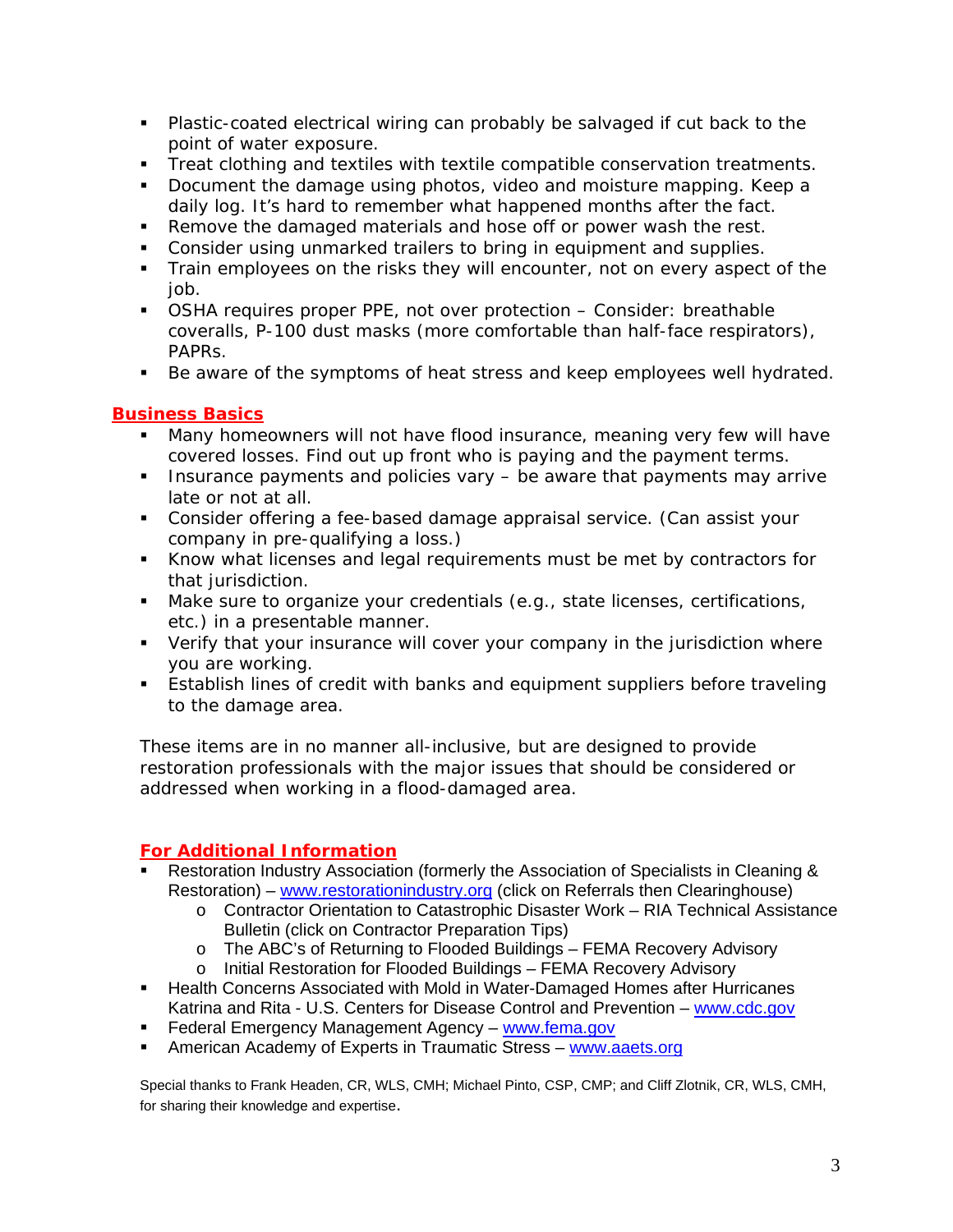- Plastic-coated electrical wiring can probably be salvaged if cut back to the point of water exposure.
- Treat clothing and textiles with textile compatible conservation treatments.
- Document the damage using photos, video and moisture mapping. Keep a daily log. It's hard to remember what happened months after the fact.
- Remove the damaged materials and hose off or power wash the rest.
- Consider using unmarked trailers to bring in equipment and supplies.
- Train employees on the risks they will encounter, not on every aspect of the job.
- OSHA requires proper PPE, not over protection – Consider: breathable coveralls, P-100 dust masks (more comfortable than half-face respirators), PAPRs.
- Be aware of the symptoms of heat stress and keep employees well hydrated.

## Business Basics

- Many homeowners will not have flood insurance, meaning very few will have covered losses. Find out up front who is paying and the payment terms.
- Insurance payments and policies vary – be aware that payments may arrive late or not at all.
- Consider offering a fee-based damage appraisal service. (Can assist your company in pre-qualifying a loss.)
- Know what licenses and legal requirements must be met by contractors for that jurisdiction.
- Make sure to organize your credentials (e.g., state licenses, certifications, etc.) in a presentable manner.
- Verify that your insurance will cover your company in the jurisdiction where you are working.
- Establish lines of credit with banks and equipment suppliers before traveling to the damage area.

These items are in no manner all-inclusive, but are designed to provide restoration professionals with the major issues that should be considered or addressed when working in a flood-damaged area.

## For Additional Information

- Restoration Industry Association (formerly the Association of Specialists in Cleaning & Restoration) – www.restorationindustry.org (click on Referrals then Clearinghouse)
  - Contractor Orientation to Catastrophic Disaster Work – RIA Technical Assistance Bulletin (click on Contractor Preparation Tips)
  - The ABC's of Returning to Flooded Buildings – FEMA Recovery Advisory
  - Initial Restoration for Flooded Buildings – FEMA Recovery Advisory
- Health Concerns Associated with Mold in Water-Damaged Homes after Hurricanes Katrina and Rita - U.S. Centers for Disease Control and Prevention – www.cdc.gov
- Federal Emergency Management Agency – www.fema.gov
- American Academy of Experts in Traumatic Stress – www.aaets.org

Special thanks to Frank Headen, CR, WLS, CMH; Michael Pinto, CSP, CMP; and Cliff Zlotnik, CR, WLS, CMH, for sharing their knowledge and expertise.